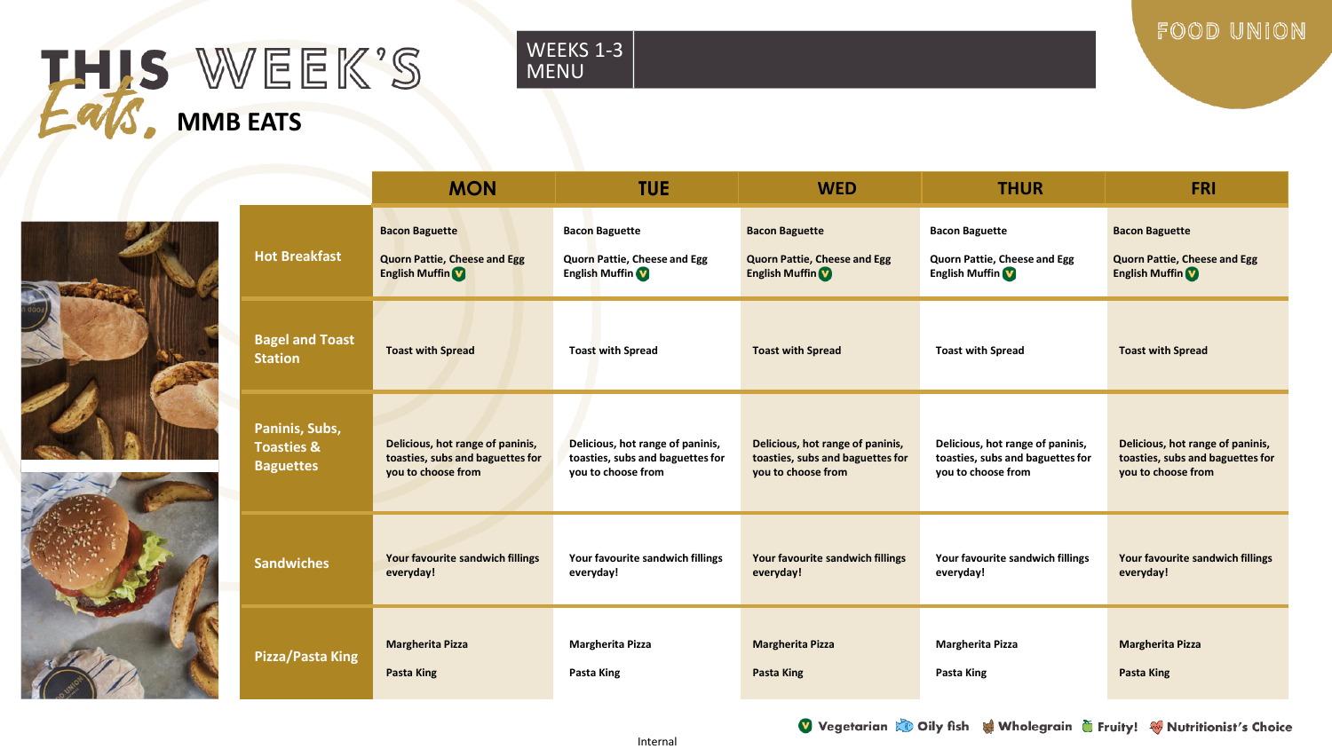# THIS WEEK'S Eats, MMB EATS

WEEKS 1-3 MENU

FOOD UNION

| | MON | TUE | WED | THUR | FRI |
|---|---|---|---|---|---|
| **Hot Breakfast** | Bacon Baguette<br><br>Quorn Pattie, Cheese and Egg English Muffin (V) | Bacon Baguette<br><br>Quorn Pattie, Cheese and Egg English Muffin (V) | Bacon Baguette<br><br>Quorn Pattie, Cheese and Egg English Muffin (V) | Bacon Baguette<br><br>Quorn Pattie, Cheese and Egg English Muffin (V) | Bacon Baguette<br><br>Quorn Pattie, Cheese and Egg English Muffin (V) |
| **Bagel and Toast Station** | Toast with Spread | Toast with Spread | Toast with Spread | Toast with Spread | Toast with Spread |
| **Paninis, Subs, Toasties & Baguettes** | Delicious, hot range of paninis, toasties, subs and baguettes for you to choose from | Delicious, hot range of paninis, toasties, subs and baguettes for you to choose from | Delicious, hot range of paninis, toasties, subs and baguettes for you to choose from | Delicious, hot range of paninis, toasties, subs and baguettes for you to choose from | Delicious, hot range of paninis, toasties, subs and baguettes for you to choose from |
| **Sandwiches** | Your favourite sandwich fillings everyday! | Your favourite sandwich fillings everyday! | Your favourite sandwich fillings everyday! | Your favourite sandwich fillings everyday! | Your favourite sandwich fillings everyday! |
| **Pizza/Pasta King** | Margherita Pizza<br><br>Pasta King | Margherita Pizza<br><br>Pasta King | Margherita Pizza<br><br>Pasta King | Margherita Pizza<br><br>Pasta King | Margherita Pizza<br><br>Pasta King |

(V) Vegetarian | Oily fish | Wholegrain | Fruity! | Nutritionist's Choice

Internal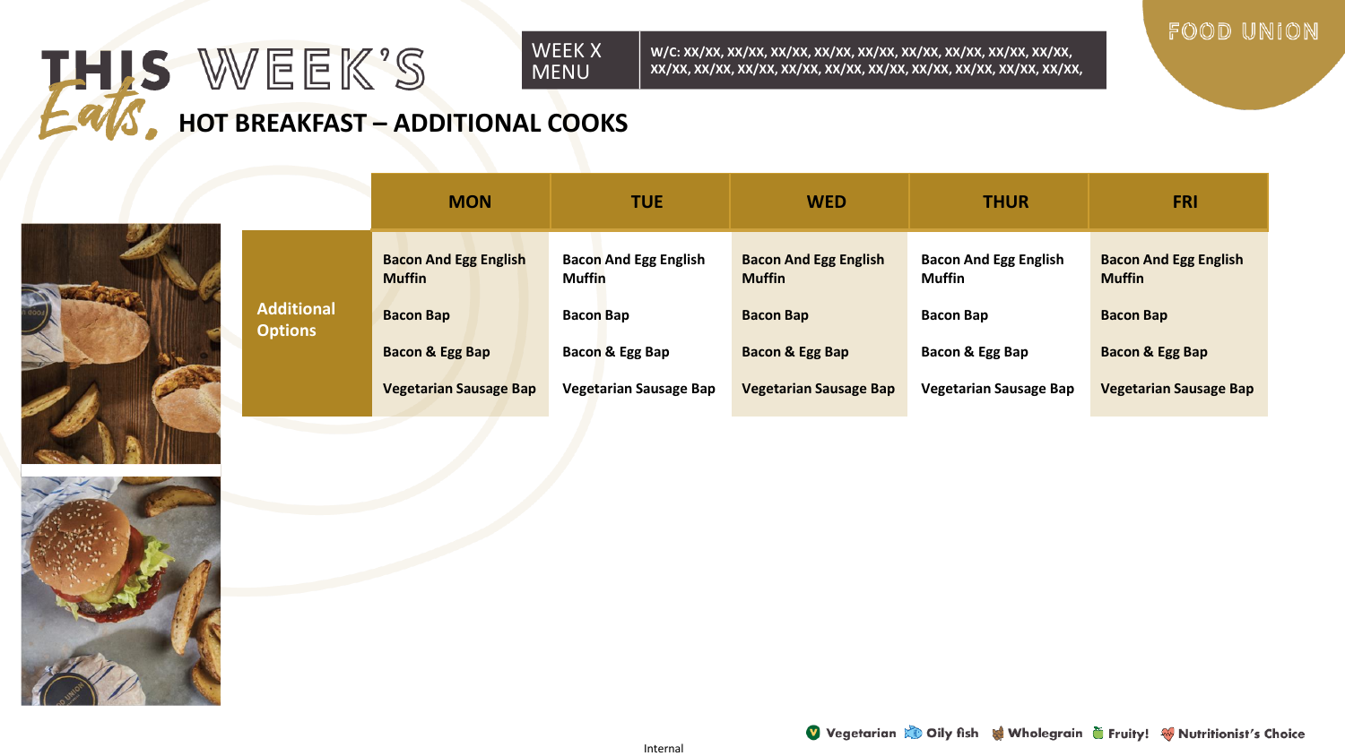# THIS WEEK'S Eats, HOT BREAKFAST – ADDITIONAL COOKS

FOOD UNION

WEEK X MENU

W/C: XX/XX, XX/XX, XX/XX, XX/XX, XX/XX, XX/XX, XX/XX, XX/XX, XX/XX, XX/XX, XX/XX, XX/XX, XX/XX, XX/XX, XX/XX, XX/XX, XX/XX, XX/XX, XX/XX,

| | MON | TUE | WED | THUR | FRI |
|---|---|---|---|---|---|
| **Additional Options** | **Bacon And Egg English Muffin**<br>**Bacon Bap**<br>**Bacon & Egg Bap**<br>**Vegetarian Sausage Bap** | **Bacon And Egg English Muffin**<br>**Bacon Bap**<br>**Bacon & Egg Bap**<br>**Vegetarian Sausage Bap** | **Bacon And Egg English Muffin**<br>**Bacon Bap**<br>**Bacon & Egg Bap**<br>**Vegetarian Sausage Bap** | **Bacon And Egg English Muffin**<br>**Bacon Bap**<br>**Bacon & Egg Bap**<br>**Vegetarian Sausage Bap** | **Bacon And Egg English Muffin**<br>**Bacon Bap**<br>**Bacon & Egg Bap**<br>**Vegetarian Sausage Bap** |

Vegetarian | Oily fish | Wholegrain | Fruity! | Nutritionist's Choice

Internal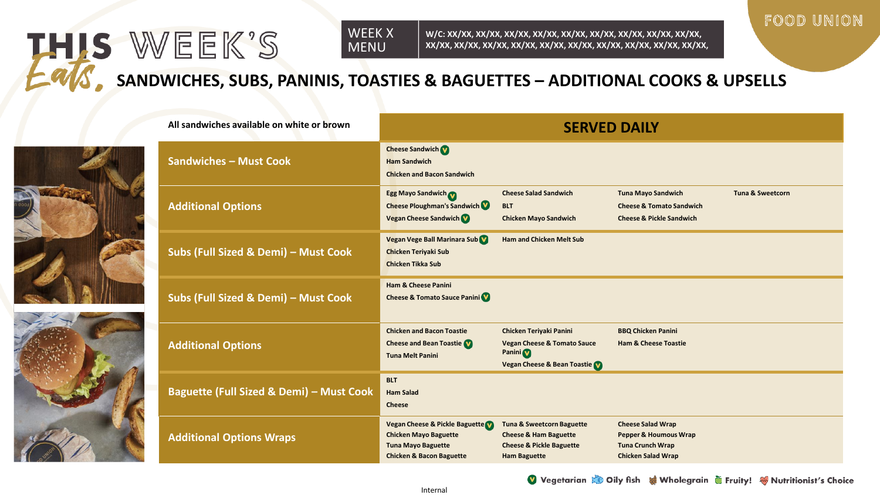FOOD UNION

# THIS WEEK'S Eats.

WEEK X MENU

W/C: XX/XX, XX/XX, XX/XX, XX/XX, XX/XX, XX/XX, XX/XX, XX/XX, XX/XX, XX/XX, XX/XX, XX/XX, XX/XX, XX/XX, XX/XX, XX/XX, XX/XX, XX/XX,

## SANDWICHES, SUBS, PANINIS, TOASTIES & BAGUETTES – ADDITIONAL COOKS & UPSELLS

| All sandwiches available on white or brown | SERVED DAILY | | | |
|---|---|---|---|---|
| **Sandwiches – Must Cook** | Cheese Sandwich (V)<br>Ham Sandwich<br>Chicken and Bacon Sandwich | | | |
| **Additional Options** | Egg Mayo Sandwich (V)<br>Cheese Ploughman's Sandwich (V)<br>Vegan Cheese Sandwich (V) | Cheese Salad Sandwich<br>BLT<br>Chicken Mayo Sandwich | Tuna Mayo Sandwich<br>Cheese & Tomato Sandwich<br>Cheese & Pickle Sandwich | Tuna & Sweetcorn |
| **Subs (Full Sized & Demi) – Must Cook** | Vegan Vege Ball Marinara Sub (V)<br>Chicken Teriyaki Sub<br>Chicken Tikka Sub | Ham and Chicken Melt Sub | | |
| **Subs (Full Sized & Demi) – Must Cook** | Ham & Cheese Panini<br>Cheese & Tomato Sauce Panini (V) | | | |
| **Additional Options** | Chicken and Bacon Toastie<br>Cheese and Bean Toastie (V)<br>Tuna Melt Panini | Chicken Teriyaki Panini<br>Vegan Cheese & Tomato Sauce Panini (V)<br>Vegan Cheese & Bean Toastie (V) | BBQ Chicken Panini<br>Ham & Cheese Toastie | |
| **Baguette (Full Sized & Demi) – Must Cook** | BLT<br>Ham Salad<br>Cheese | | | |
| **Additional Options Wraps** | Vegan Cheese & Pickle Baguette (V)<br>Chicken Mayo Baguette<br>Tuna Mayo Baguette<br>Chicken & Bacon Baguette | Tuna & Sweetcorn Baguette<br>Cheese & Ham Baguette<br>Cheese & Pickle Baguette<br>Ham Baguette | Cheese Salad Wrap<br>Pepper & Houmous Wrap<br>Tuna Crunch Wrap<br>Chicken Salad Wrap | |

(V) Vegetarian | Oily fish | Wholegrain | Fruity! | Nutritionist's Choice

Internal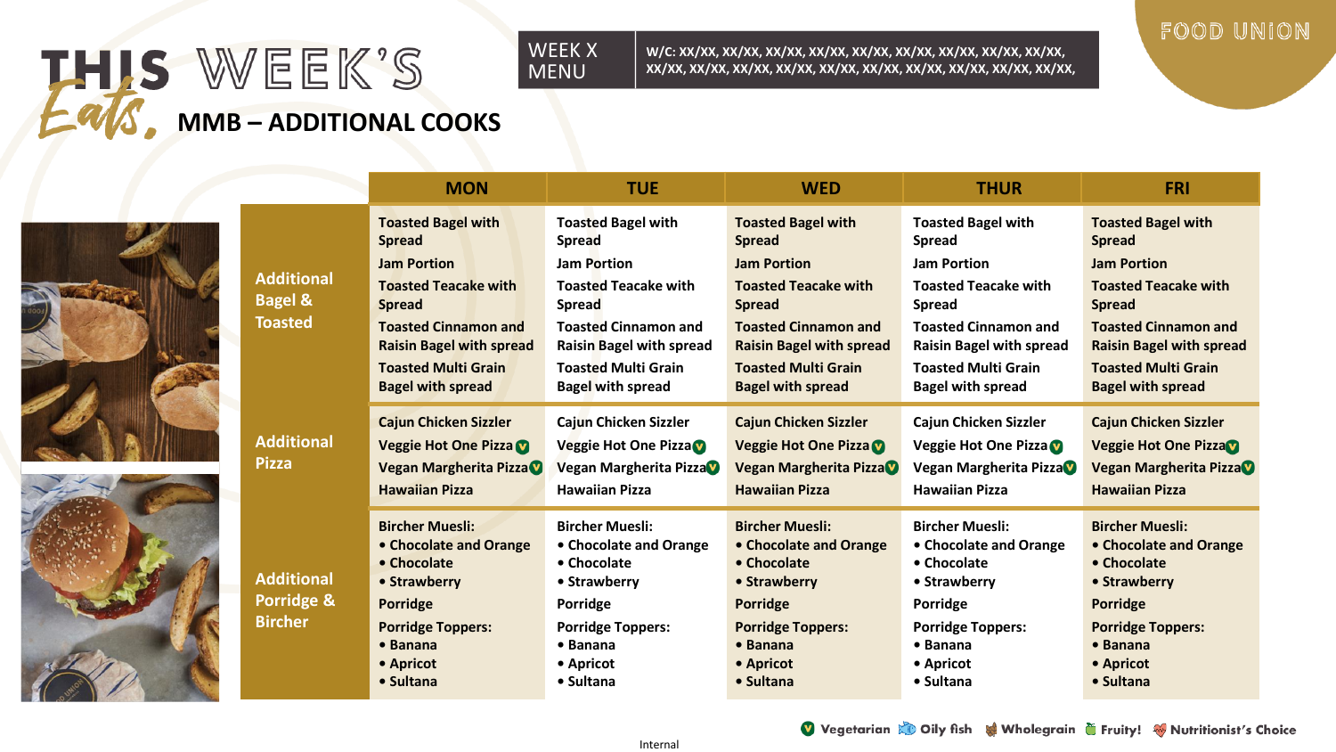# THIS WEEK'S Eats, MMB – ADDITIONAL COOKS

WEEK X MENU

W/C: XX/XX, XX/XX, XX/XX, XX/XX, XX/XX, XX/XX, XX/XX, XX/XX, XX/XX, XX/XX, XX/XX, XX/XX, XX/XX, XX/XX, XX/XX, XX/XX, XX/XX, XX/XX,

FOOD UNION

| | MON | TUE | WED | THUR | FRI |
|---|---|---|---|---|---|
| Additional Bagel & Toasted | Toasted Bagel with Spread<br>Jam Portion<br>Toasted Teacake with Spread<br>Toasted Cinnamon and Raisin Bagel with spread<br>Toasted Multi Grain Bagel with spread | Toasted Bagel with Spread<br>Jam Portion<br>Toasted Teacake with Spread<br>Toasted Cinnamon and Raisin Bagel with spread<br>Toasted Multi Grain Bagel with spread | Toasted Bagel with Spread<br>Jam Portion<br>Toasted Teacake with Spread<br>Toasted Cinnamon and Raisin Bagel with spread<br>Toasted Multi Grain Bagel with spread | Toasted Bagel with Spread<br>Jam Portion<br>Toasted Teacake with Spread<br>Toasted Cinnamon and Raisin Bagel with spread<br>Toasted Multi Grain Bagel with spread | Toasted Bagel with Spread<br>Jam Portion<br>Toasted Teacake with Spread<br>Toasted Cinnamon and Raisin Bagel with spread<br>Toasted Multi Grain Bagel with spread |
| Additional Pizza | Cajun Chicken Sizzler<br>Veggie Hot One Pizza (V)<br>Vegan Margherita Pizza (V)<br>Hawaiian Pizza | Cajun Chicken Sizzler<br>Veggie Hot One Pizza (V)<br>Vegan Margherita Pizza (V)<br>Hawaiian Pizza | Cajun Chicken Sizzler<br>Veggie Hot One Pizza (V)<br>Vegan Margherita Pizza (V)<br>Hawaiian Pizza | Cajun Chicken Sizzler<br>Veggie Hot One Pizza (V)<br>Vegan Margherita Pizza (V)<br>Hawaiian Pizza | Cajun Chicken Sizzler<br>Veggie Hot One Pizza (V)<br>Vegan Margherita Pizza (V)<br>Hawaiian Pizza |
| Additional Porridge & Bircher | Bircher Muesli:<br>• Chocolate and Orange<br>• Chocolate<br>• Strawberry<br>Porridge<br>Porridge Toppers:<br>• Banana<br>• Apricot<br>• Sultana | Bircher Muesli:<br>• Chocolate and Orange<br>• Chocolate<br>• Strawberry<br>Porridge<br>Porridge Toppers:<br>• Banana<br>• Apricot<br>• Sultana | Bircher Muesli:<br>• Chocolate and Orange<br>• Chocolate<br>• Strawberry<br>Porridge<br>Porridge Toppers:<br>• Banana<br>• Apricot<br>• Sultana | Bircher Muesli:<br>• Chocolate and Orange<br>• Chocolate<br>• Strawberry<br>Porridge<br>Porridge Toppers:<br>• Banana<br>• Apricot<br>• Sultana | Bircher Muesli:<br>• Chocolate and Orange<br>• Chocolate<br>• Strawberry<br>Porridge<br>Porridge Toppers:<br>• Banana<br>• Apricot<br>• Sultana |

(V) Vegetarian · Oily fish · Wholegrain · Fruity! · Nutritionist's Choice

Internal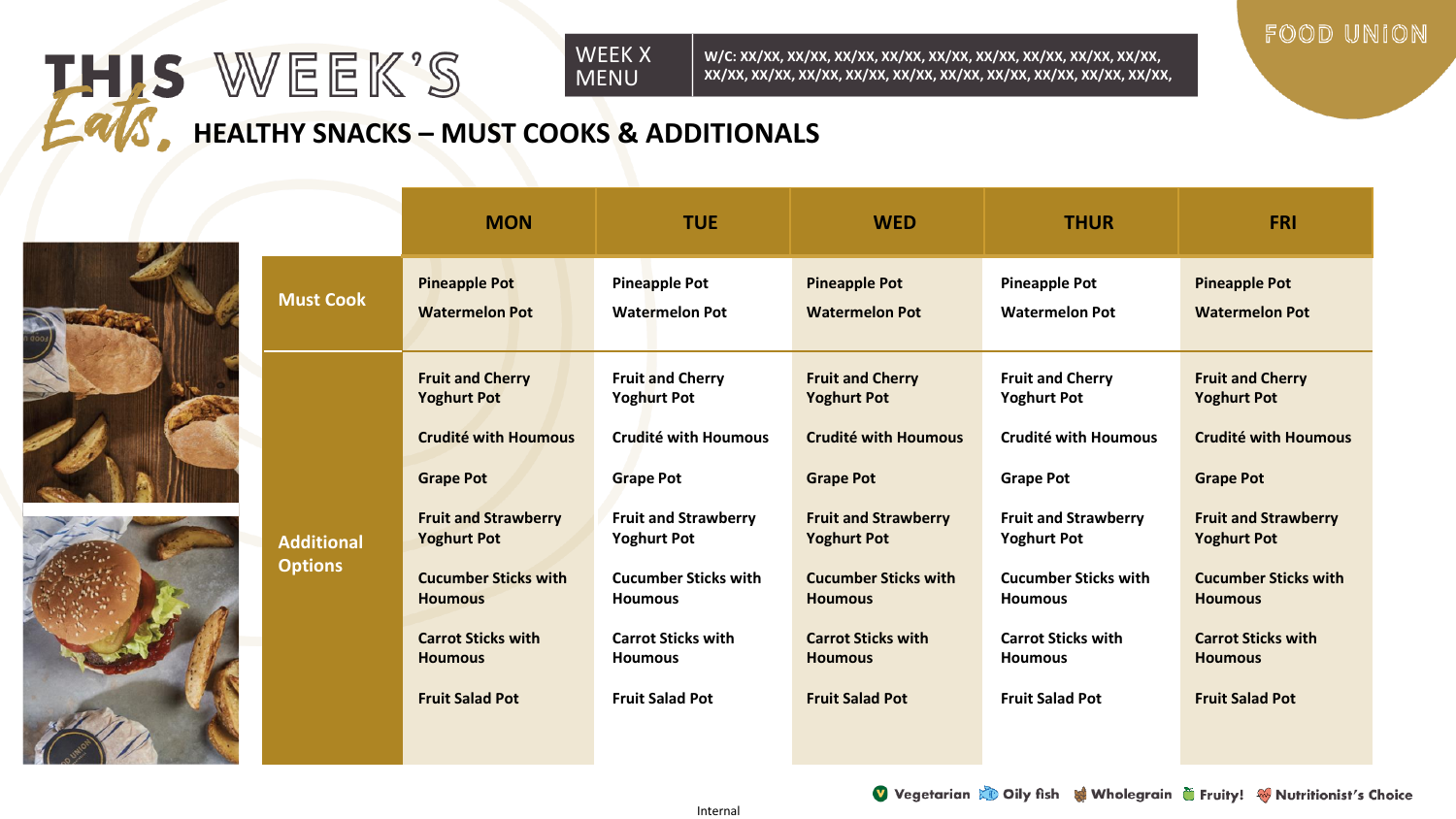# THIS WEEK'S Eats,

WEEK X MENU

W/C: XX/XX, XX/XX, XX/XX, XX/XX, XX/XX, XX/XX, XX/XX, XX/XX, XX/XX, XX/XX, XX/XX, XX/XX, XX/XX, XX/XX, XX/XX, XX/XX, XX/XX, XX/XX,

FOOD UNION

## HEALTHY SNACKS – MUST COOKS & ADDITIONALS

| | MON | TUE | WED | THUR | FRI |
|---|---|---|---|---|---|
| **Must Cook** | Pineapple Pot<br>Watermelon Pot | Pineapple Pot<br>Watermelon Pot | Pineapple Pot<br>Watermelon Pot | Pineapple Pot<br>Watermelon Pot | Pineapple Pot<br>Watermelon Pot |
| **Additional Options** | Fruit and Cherry Yoghurt Pot<br>Crudité with Houmous<br>Grape Pot<br>Fruit and Strawberry Yoghurt Pot<br>Cucumber Sticks with Houmous<br>Carrot Sticks with Houmous<br>Fruit Salad Pot | Fruit and Cherry Yoghurt Pot<br>Crudité with Houmous<br>Grape Pot<br>Fruit and Strawberry Yoghurt Pot<br>Cucumber Sticks with Houmous<br>Carrot Sticks with Houmous<br>Fruit Salad Pot | Fruit and Cherry Yoghurt Pot<br>Crudité with Houmous<br>Grape Pot<br>Fruit and Strawberry Yoghurt Pot<br>Cucumber Sticks with Houmous<br>Carrot Sticks with Houmous<br>Fruit Salad Pot | Fruit and Cherry Yoghurt Pot<br>Crudité with Houmous<br>Grape Pot<br>Fruit and Strawberry Yoghurt Pot<br>Cucumber Sticks with Houmous<br>Carrot Sticks with Houmous<br>Fruit Salad Pot | Fruit and Cherry Yoghurt Pot<br>Crudité with Houmous<br>Grape Pot<br>Fruit and Strawberry Yoghurt Pot<br>Cucumber Sticks with Houmous<br>Carrot Sticks with Houmous<br>Fruit Salad Pot |

Vegetarian · Oily fish · Wholegrain · Fruity! · Nutritionist's Choice

Internal